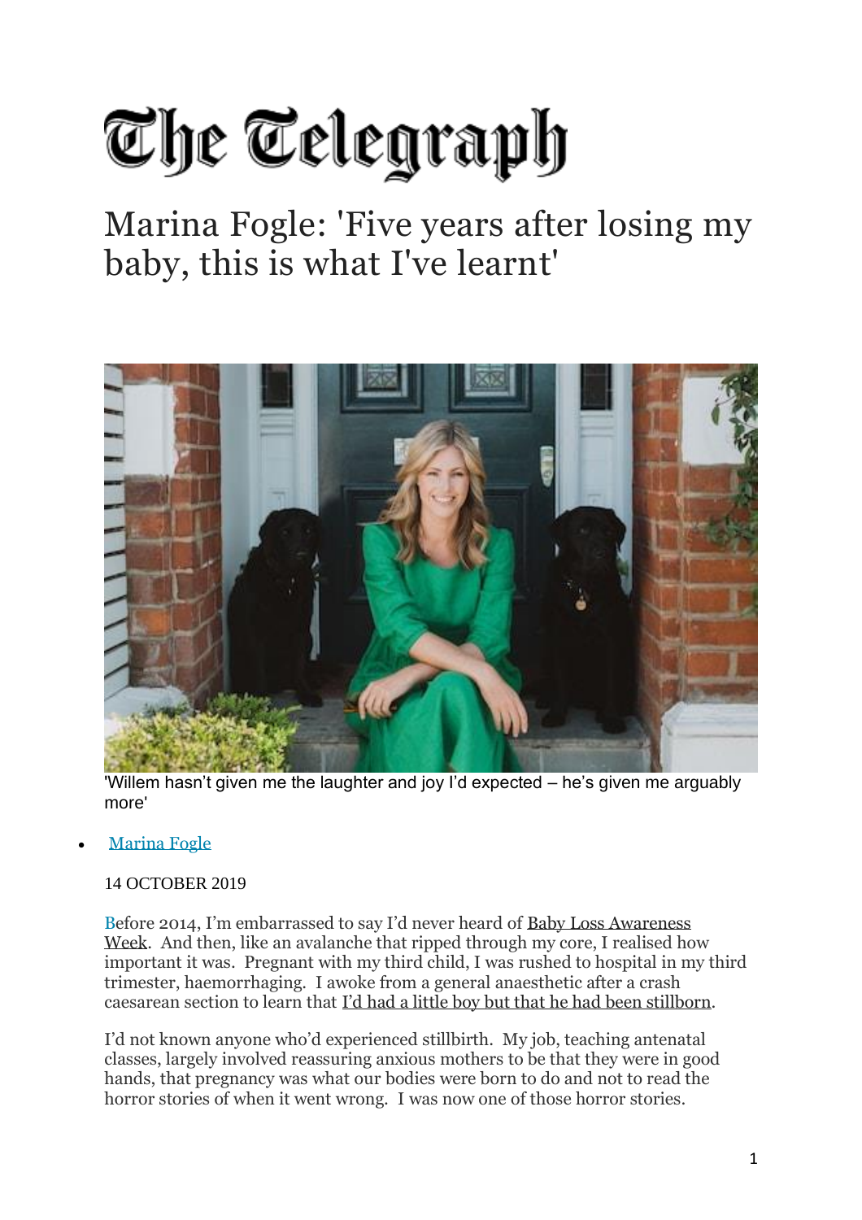# The Telegraph

## Marina Fogle: 'Five years after losing my baby, this is what I've learnt'

'Willem hasn't given me the laughter and joy I'd expected – he's given me arguably more'

- Marina Fogle

14 OCTOBER 2019

Before 2014, I'm embarrassed to say I'd never heard of Baby Loss Awareness Week. And then, like an avalanche that ripped through my core, I realised how important it was. Pregnant with my third child, I was rushed to hospital in my third trimester, haemorrhaging. I awoke from a general anaesthetic after a crash caesarean section to learn that I'd had a little boy but that he had been stillborn.

I'd not known anyone who'd experienced stillbirth. My job, teaching antenatal classes, largely involved reassuring anxious mothers to be that they were in good hands, that pregnancy was what our bodies were born to do and not to read the horror stories of when it went wrong. I was now one of those horror stories.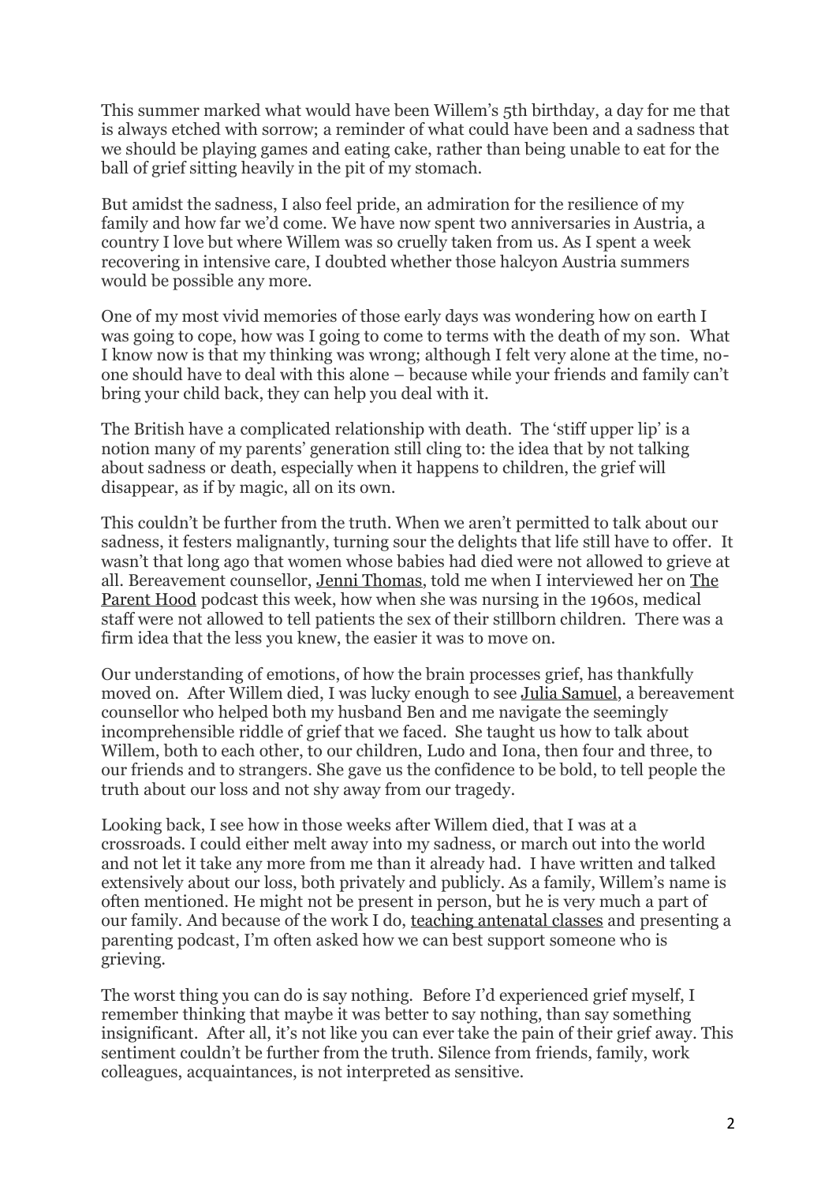This summer marked what would have been Willem's 5th birthday, a day for me that is always etched with sorrow; a reminder of what could have been and a sadness that we should be playing games and eating cake, rather than being unable to eat for the ball of grief sitting heavily in the pit of my stomach.

But amidst the sadness, I also feel pride, an admiration for the resilience of my family and how far we'd come. We have now spent two anniversaries in Austria, a country I love but where Willem was so cruelly taken from us. As I spent a week recovering in intensive care, I doubted whether those halcyon Austria summers would be possible any more.

One of my most vivid memories of those early days was wondering how on earth I was going to cope, how was I going to come to terms with the death of my son. What I know now is that my thinking was wrong; although I felt very alone at the time, no-one should have to deal with this alone – because while your friends and family can't bring your child back, they can help you deal with it.

The British have a complicated relationship with death. The 'stiff upper lip' is a notion many of my parents' generation still cling to: the idea that by not talking about sadness or death, especially when it happens to children, the grief will disappear, as if by magic, all on its own.

This couldn't be further from the truth. When we aren't permitted to talk about our sadness, it festers malignantly, turning sour the delights that life still have to offer. It wasn't that long ago that women whose babies had died were not allowed to grieve at all. Bereavement counsellor, Jenni Thomas, told me when I interviewed her on The Parent Hood podcast this week, how when she was nursing in the 1960s, medical staff were not allowed to tell patients the sex of their stillborn children. There was a firm idea that the less you knew, the easier it was to move on.

Our understanding of emotions, of how the brain processes grief, has thankfully moved on. After Willem died, I was lucky enough to see Julia Samuel, a bereavement counsellor who helped both my husband Ben and me navigate the seemingly incomprehensible riddle of grief that we faced. She taught us how to talk about Willem, both to each other, to our children, Ludo and Iona, then four and three, to our friends and to strangers. She gave us the confidence to be bold, to tell people the truth about our loss and not shy away from our tragedy.

Looking back, I see how in those weeks after Willem died, that I was at a crossroads. I could either melt away into my sadness, or march out into the world and not let it take any more from me than it already had. I have written and talked extensively about our loss, both privately and publicly. As a family, Willem's name is often mentioned. He might not be present in person, but he is very much a part of our family. And because of the work I do, teaching antenatal classes and presenting a parenting podcast, I'm often asked how we can best support someone who is grieving.

The worst thing you can do is say nothing. Before I'd experienced grief myself, I remember thinking that maybe it was better to say nothing, than say something insignificant. After all, it's not like you can ever take the pain of their grief away. This sentiment couldn't be further from the truth. Silence from friends, family, work colleagues, acquaintances, is not interpreted as sensitive.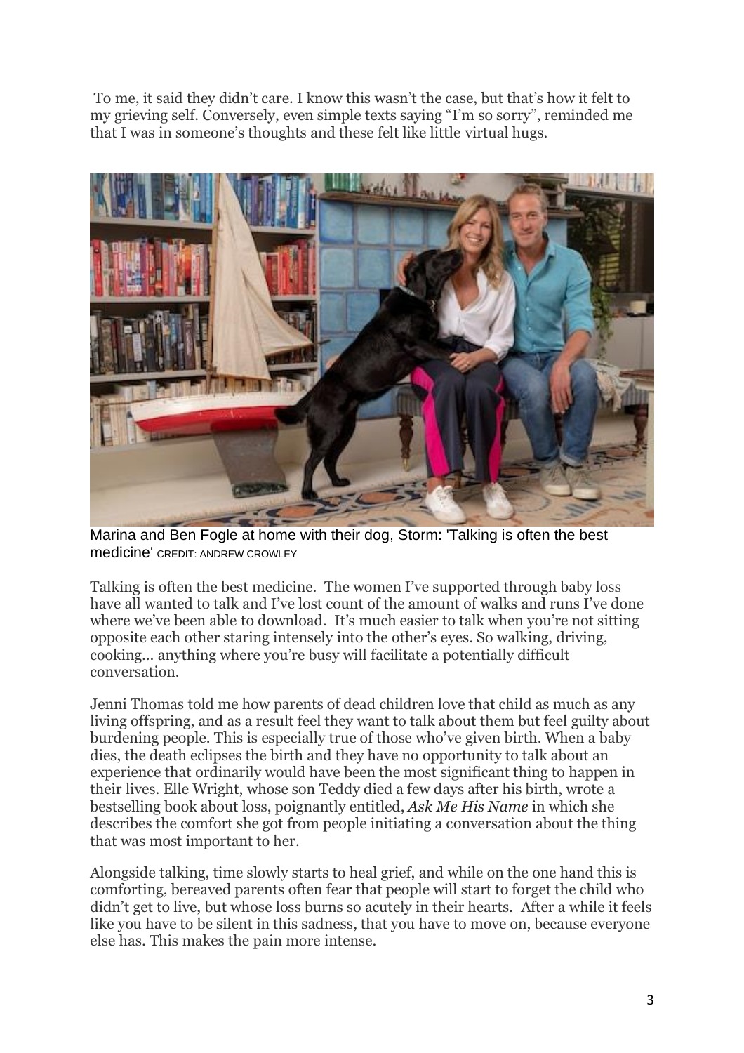To me, it said they didn't care. I know this wasn't the case, but that's how it felt to my grieving self. Conversely, even simple texts saying "I'm so sorry", reminded me that I was in someone's thoughts and these felt like little virtual hugs.

Marina and Ben Fogle at home with their dog, Storm: 'Talking is often the best medicine' CREDIT: ANDREW CROWLEY

Talking is often the best medicine. The women I've supported through baby loss have all wanted to talk and I've lost count of the amount of walks and runs I've done where we've been able to download. It's much easier to talk when you're not sitting opposite each other staring intensely into the other's eyes. So walking, driving, cooking… anything where you're busy will facilitate a potentially difficult conversation.

Jenni Thomas told me how parents of dead children love that child as much as any living offspring, and as a result feel they want to talk about them but feel guilty about burdening people. This is especially true of those who've given birth. When a baby dies, the death eclipses the birth and they have no opportunity to talk about an experience that ordinarily would have been the most significant thing to happen in their lives. Elle Wright, whose son Teddy died a few days after his birth, wrote a bestselling book about loss, poignantly entitled, *Ask Me His Name* in which she describes the comfort she got from people initiating a conversation about the thing that was most important to her.

Alongside talking, time slowly starts to heal grief, and while on the one hand this is comforting, bereaved parents often fear that people will start to forget the child who didn't get to live, but whose loss burns so acutely in their hearts. After a while it feels like you have to be silent in this sadness, that you have to move on, because everyone else has. This makes the pain more intense.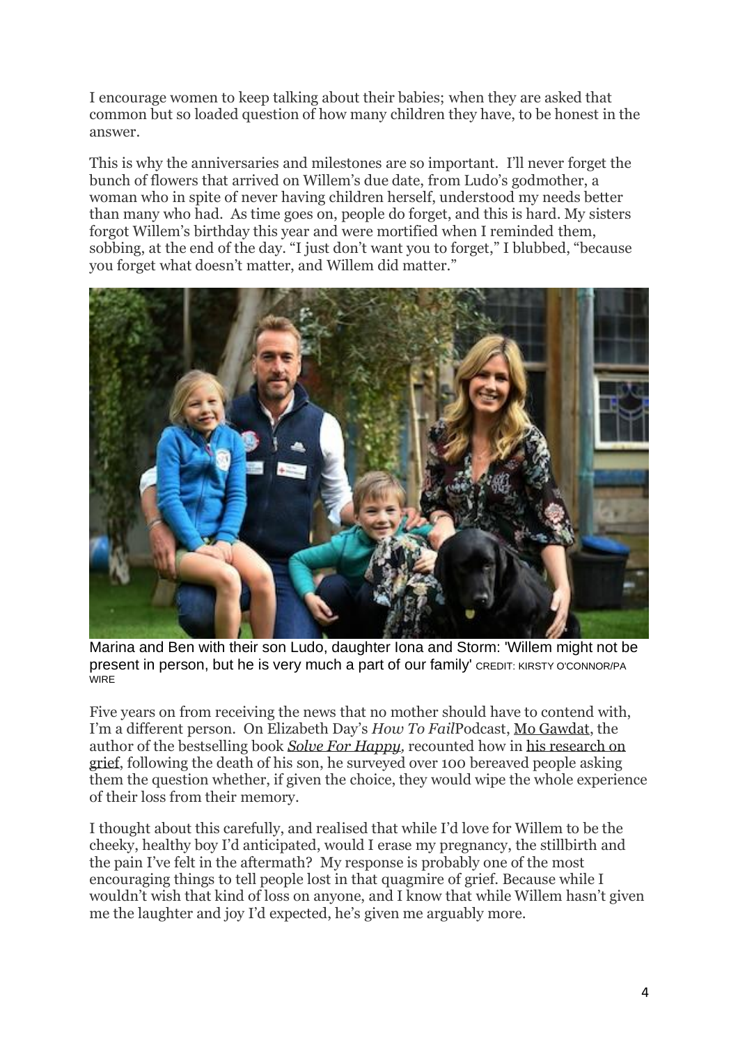I encourage women to keep talking about their babies; when they are asked that common but so loaded question of how many children they have, to be honest in the answer.

This is why the anniversaries and milestones are so important. I'll never forget the bunch of flowers that arrived on Willem's due date, from Ludo's godmother, a woman who in spite of never having children herself, understood my needs better than many who had. As time goes on, people do forget, and this is hard. My sisters forgot Willem's birthday this year and were mortified when I reminded them, sobbing, at the end of the day. "I just don't want you to forget," I blubbed, "because you forget what doesn't matter, and Willem did matter."

Marina and Ben with their son Ludo, daughter Iona and Storm: 'Willem might not be present in person, but he is very much a part of our family' CREDIT: KIRSTY O'CONNOR/PA WIRE

Five years on from receiving the news that no mother should have to contend with, I'm a different person. On Elizabeth Day's *How To Fail*Podcast, Mo Gawdat, the author of the bestselling book *Solve For Happy,* recounted how in his research on grief, following the death of his son, he surveyed over 100 bereaved people asking them the question whether, if given the choice, they would wipe the whole experience of their loss from their memory.

I thought about this carefully, and realised that while I'd love for Willem to be the cheeky, healthy boy I'd anticipated, would I erase my pregnancy, the stillbirth and the pain I've felt in the aftermath? My response is probably one of the most encouraging things to tell people lost in that quagmire of grief. Because while I wouldn't wish that kind of loss on anyone, and I know that while Willem hasn't given me the laughter and joy I'd expected, he's given me arguably more.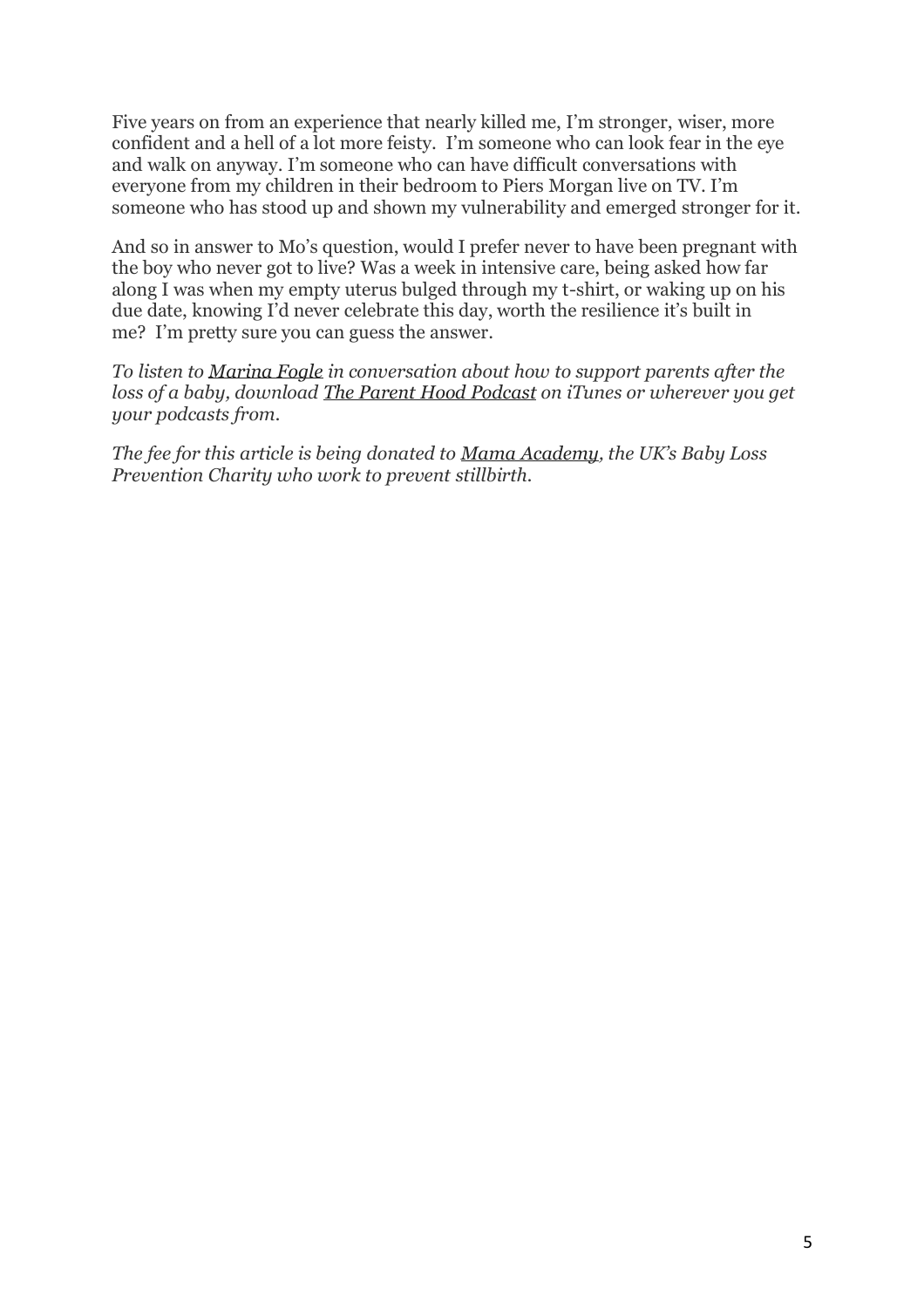Five years on from an experience that nearly killed me, I'm stronger, wiser, more confident and a hell of a lot more feisty. I'm someone who can look fear in the eye and walk on anyway. I'm someone who can have difficult conversations with everyone from my children in their bedroom to Piers Morgan live on TV. I'm someone who has stood up and shown my vulnerability and emerged stronger for it.

And so in answer to Mo's question, would I prefer never to have been pregnant with the boy who never got to live? Was a week in intensive care, being asked how far along I was when my empty uterus bulged through my t-shirt, or waking up on his due date, knowing I'd never celebrate this day, worth the resilience it's built in me? I'm pretty sure you can guess the answer.

*To listen to Marina Fogle in conversation about how to support parents after the loss of a baby, download The Parent Hood Podcast on iTunes or wherever you get your podcasts from.*

*The fee for this article is being donated to Mama Academy, the UK's Baby Loss Prevention Charity who work to prevent stillbirth.*